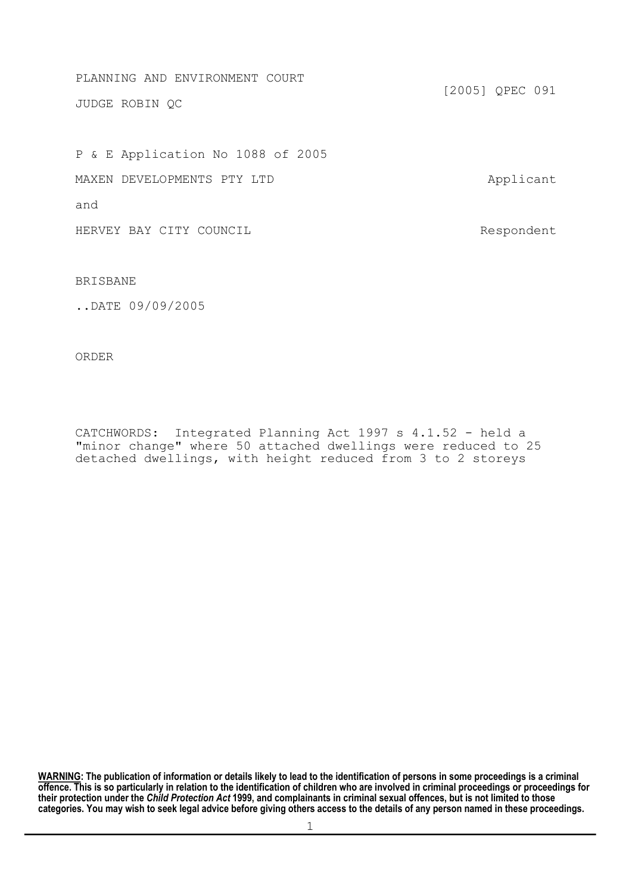PLANNING AND ENVIRONMENT COURT

JUDGE ROBIN QC

[2005] QPEC 091

P & E Application No 1088 of 2005

MAXEN DEVELOPMENTS PTY LTD Applicant

and

HERVEY BAY CITY COUNCIL Respondent

BRISBANE

..DATE 09/09/2005

ORDER

CATCHWORDS: Integrated Planning Act 1997 s 4.1.52 - held a "minor change" where 50 attached dwellings were reduced to 25 detached dwellings, with height reduced from 3 to 2 storeys

**WARNING: The publication of information or details likely to lead to the identification of persons in some proceedings is a criminal offence. This is so particularly in relation to the identification of children who are involved in criminal proceedings or proceedings for their protection under the *Child Protection Act* 1999, and complainants in criminal sexual offences, but is not limited to those categories. You may wish to seek legal advice before giving others access to the details of any person named in these proceedings.**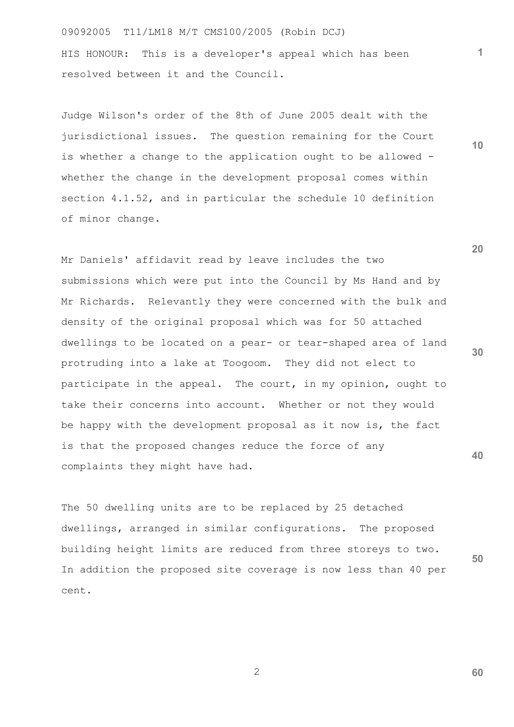09092005 T11/LM18 M/T CMS100/2005 (Robin DCJ)

HIS HONOUR: This is a developer's appeal which has been resolved between it and the Council.

Judge Wilson's order of the 8th of June 2005 dealt with the jurisdictional issues. The question remaining for the Court is whether a change to the application ought to be allowed - whether the change in the development proposal comes within section 4.1.52, and in particular the schedule 10 definition of minor change.

Mr Daniels' affidavit read by leave includes the two submissions which were put into the Council by Ms Hand and by Mr Richards. Relevantly they were concerned with the bulk and density of the original proposal which was for 50 attached dwellings to be located on a pear- or tear-shaped area of land protruding into a lake at Toogoom. They did not elect to participate in the appeal. The court, in my opinion, ought to take their concerns into account. Whether or not they would be happy with the development proposal as it now is, the fact is that the proposed changes reduce the force of any complaints they might have had.

The 50 dwelling units are to be replaced by 25 detached dwellings, arranged in similar configurations. The proposed building height limits are reduced from three storeys to two. In addition the proposed site coverage is now less than 40 per cent.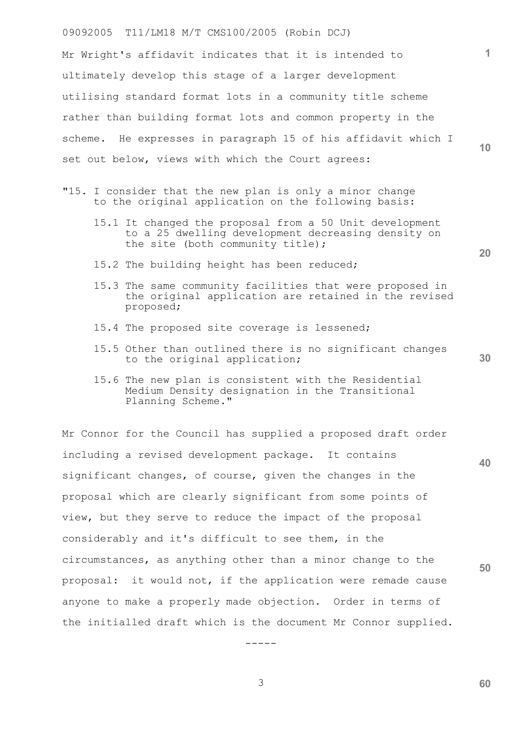Mr Wright's affidavit indicates that it is intended to ultimately develop this stage of a larger development utilising standard format lots in a community title scheme rather than building format lots and common property in the scheme. He expresses in paragraph 15 of his affidavit which I set out below, views with which the Court agrees:

> "15. I consider that the new plan is only a minor change to the original application on the following basis:
>
> 15.1 It changed the proposal from a 50 Unit development to a 25 dwelling development decreasing density on the site (both community title);
>
> 15.2 The building height has been reduced;
>
> 15.3 The same community facilities that were proposed in the original application are retained in the revised proposed;
>
> 15.4 The proposed site coverage is lessened;
>
> 15.5 Other than outlined there is no significant changes to the original application;
>
> 15.6 The new plan is consistent with the Residential Medium Density designation in the Transitional Planning Scheme."

Mr Connor for the Council has supplied a proposed draft order including a revised development package. It contains significant changes, of course, given the changes in the proposal which are clearly significant from some points of view, but they serve to reduce the impact of the proposal considerably and it's difficult to see them, in the circumstances, as anything other than a minor change to the proposal: it would not, if the application were remade cause anyone to make a properly made objection. Order in terms of the initialled draft which is the document Mr Connor supplied.

-----